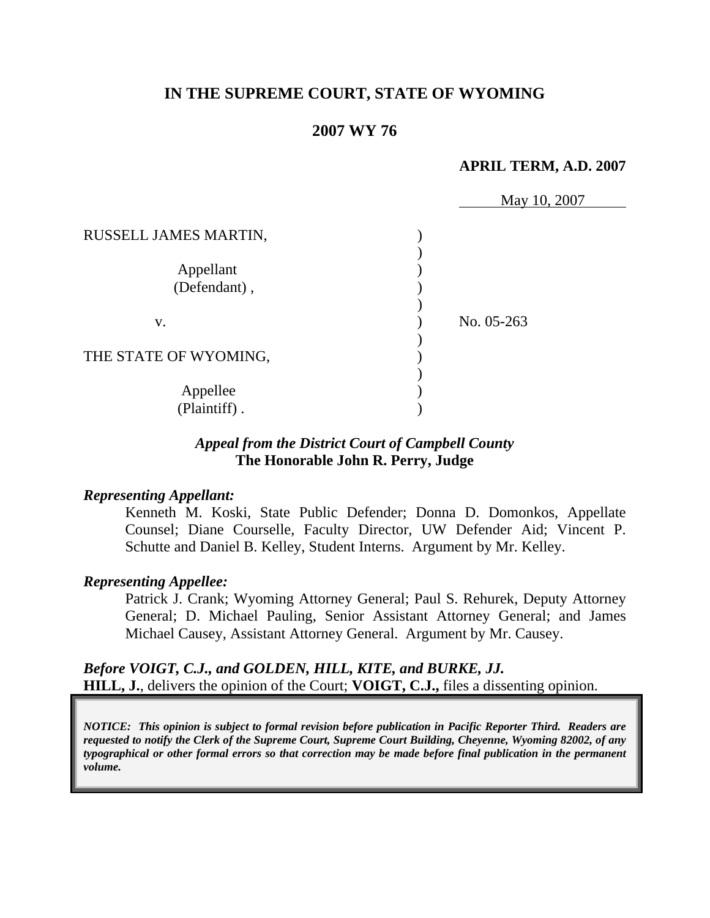**IN THE SUPREME COURT, STATE OF WYOMING**

**2007 WY 76**

**APRIL TERM, A.D. 2007**

May 10, 2007

RUSSELL JAMES MARTIN,

Appellant
(Defendant) ,

v.

THE STATE OF WYOMING,

Appellee
(Plaintiff) .

No. 05-263

***Appeal from the District Court of Campbell County***
**The Honorable John R. Perry, Judge**

***Representing Appellant:***

Kenneth M. Koski, State Public Defender; Donna D. Domonkos, Appellate Counsel; Diane Courselle, Faculty Director, UW Defender Aid; Vincent P. Schutte and Daniel B. Kelley, Student Interns. Argument by Mr. Kelley.

***Representing Appellee:***

Patrick J. Crank; Wyoming Attorney General; Paul S. Rehurek, Deputy Attorney General; D. Michael Pauling, Senior Assistant Attorney General; and James Michael Causey, Assistant Attorney General. Argument by Mr. Causey.

***Before VOIGT, C.J., and GOLDEN, HILL, KITE, and BURKE, JJ.***

**HILL, J.**, delivers the opinion of the Court; **VOIGT, C.J.,** files a dissenting opinion.

***NOTICE: This opinion is subject to formal revision before publication in Pacific Reporter Third. Readers are requested to notify the Clerk of the Supreme Court, Supreme Court Building, Cheyenne, Wyoming 82002, of any typographical or other formal errors so that correction may be made before final publication in the permanent volume.***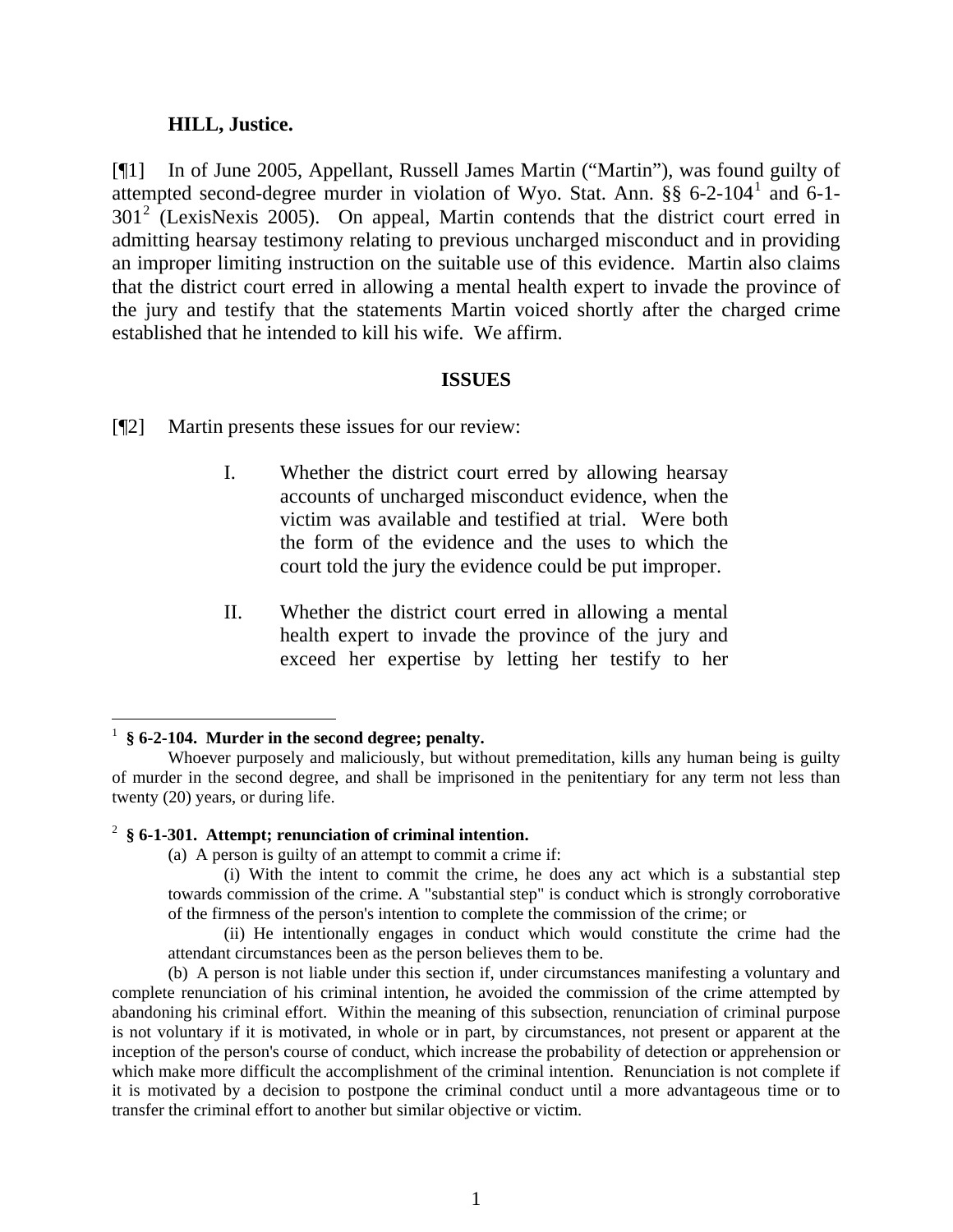**HILL, Justice.**

[¶1] In of June 2005, Appellant, Russell James Martin ("Martin"), was found guilty of attempted second-degree murder in violation of Wyo. Stat. Ann. §§ 6-2-104[1] and 6-1-301[2] (LexisNexis 2005). On appeal, Martin contends that the district court erred in admitting hearsay testimony relating to previous uncharged misconduct and in providing an improper limiting instruction on the suitable use of this evidence. Martin also claims that the district court erred in allowing a mental health expert to invade the province of the jury and testify that the statements Martin voiced shortly after the charged crime established that he intended to kill his wife. We affirm.

## ISSUES

[¶2] Martin presents these issues for our review:

> I. Whether the district court erred by allowing hearsay accounts of uncharged misconduct evidence, when the victim was available and testified at trial. Were both the form of the evidence and the uses to which the court told the jury the evidence could be put improper.
>
> II. Whether the district court erred in allowing a mental health expert to invade the province of the jury and exceed her expertise by letting her testify to her

---

[1] **§ 6-2-104. Murder in the second degree; penalty.**

Whoever purposely and maliciously, but without premeditation, kills any human being is guilty of murder in the second degree, and shall be imprisoned in the penitentiary for any term not less than twenty (20) years, or during life.

[2] **§ 6-1-301. Attempt; renunciation of criminal intention.**

(a) A person is guilty of an attempt to commit a crime if:

(i) With the intent to commit the crime, he does any act which is a substantial step towards commission of the crime. A "substantial step" is conduct which is strongly corroborative of the firmness of the person's intention to complete the commission of the crime; or

(ii) He intentionally engages in conduct which would constitute the crime had the attendant circumstances been as the person believes them to be.

(b) A person is not liable under this section if, under circumstances manifesting a voluntary and complete renunciation of his criminal intention, he avoided the commission of the crime attempted by abandoning his criminal effort. Within the meaning of this subsection, renunciation of criminal purpose is not voluntary if it is motivated, in whole or in part, by circumstances, not present or apparent at the inception of the person's course of conduct, which increase the probability of detection or apprehension or which make more difficult the accomplishment of the criminal intention. Renunciation is not complete if it is motivated by a decision to postpone the criminal conduct until a more advantageous time or to transfer the criminal effort to another but similar objective or victim.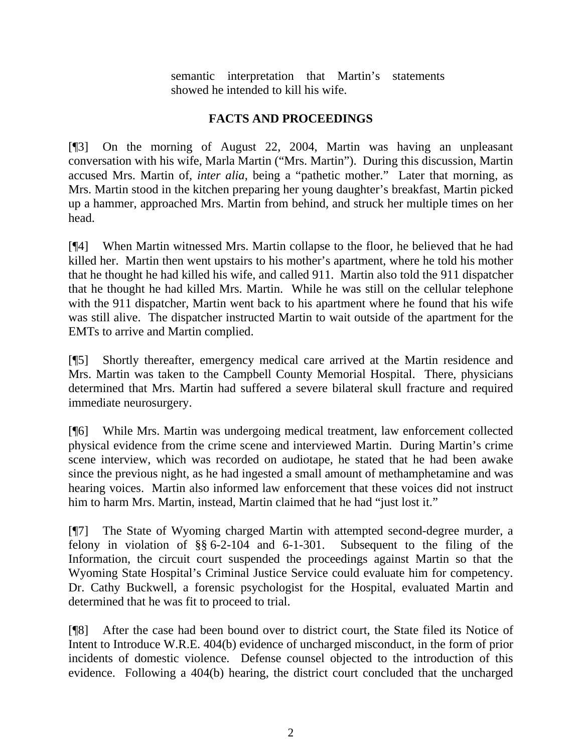semantic interpretation that Martin's statements showed he intended to kill his wife.

## FACTS AND PROCEEDINGS

[¶3] On the morning of August 22, 2004, Martin was having an unpleasant conversation with his wife, Marla Martin ("Mrs. Martin"). During this discussion, Martin accused Mrs. Martin of, *inter alia*, being a "pathetic mother." Later that morning, as Mrs. Martin stood in the kitchen preparing her young daughter's breakfast, Martin picked up a hammer, approached Mrs. Martin from behind, and struck her multiple times on her head.

[¶4] When Martin witnessed Mrs. Martin collapse to the floor, he believed that he had killed her. Martin then went upstairs to his mother's apartment, where he told his mother that he thought he had killed his wife, and called 911. Martin also told the 911 dispatcher that he thought he had killed Mrs. Martin. While he was still on the cellular telephone with the 911 dispatcher, Martin went back to his apartment where he found that his wife was still alive. The dispatcher instructed Martin to wait outside of the apartment for the EMTs to arrive and Martin complied.

[¶5] Shortly thereafter, emergency medical care arrived at the Martin residence and Mrs. Martin was taken to the Campbell County Memorial Hospital. There, physicians determined that Mrs. Martin had suffered a severe bilateral skull fracture and required immediate neurosurgery.

[¶6] While Mrs. Martin was undergoing medical treatment, law enforcement collected physical evidence from the crime scene and interviewed Martin. During Martin's crime scene interview, which was recorded on audiotape, he stated that he had been awake since the previous night, as he had ingested a small amount of methamphetamine and was hearing voices. Martin also informed law enforcement that these voices did not instruct him to harm Mrs. Martin, instead, Martin claimed that he had "just lost it."

[¶7] The State of Wyoming charged Martin with attempted second-degree murder, a felony in violation of §§ 6-2-104 and 6-1-301. Subsequent to the filing of the Information, the circuit court suspended the proceedings against Martin so that the Wyoming State Hospital's Criminal Justice Service could evaluate him for competency. Dr. Cathy Buckwell, a forensic psychologist for the Hospital, evaluated Martin and determined that he was fit to proceed to trial.

[¶8] After the case had been bound over to district court, the State filed its Notice of Intent to Introduce W.R.E. 404(b) evidence of uncharged misconduct, in the form of prior incidents of domestic violence. Defense counsel objected to the introduction of this evidence. Following a 404(b) hearing, the district court concluded that the uncharged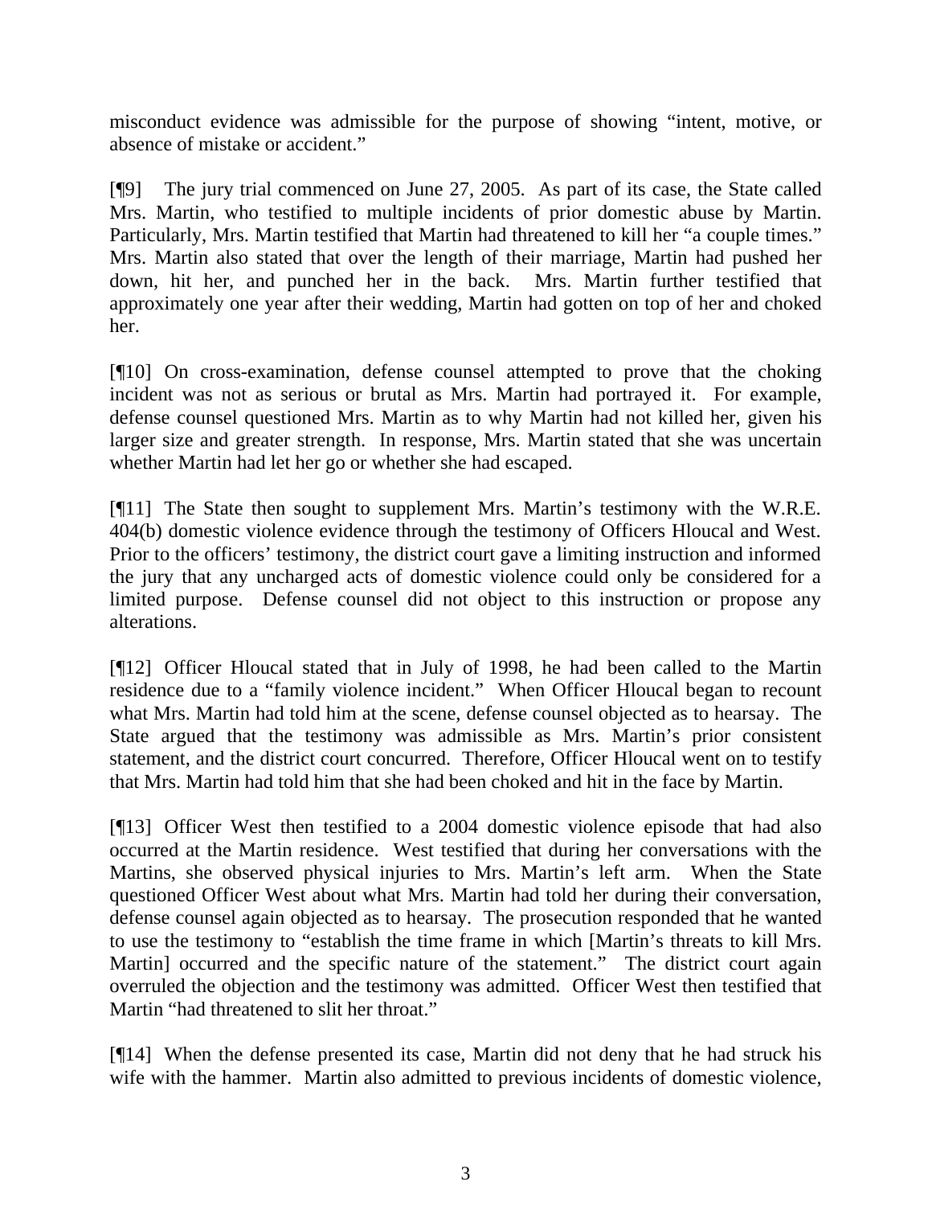misconduct evidence was admissible for the purpose of showing "intent, motive, or absence of mistake or accident."

[¶9] The jury trial commenced on June 27, 2005. As part of its case, the State called Mrs. Martin, who testified to multiple incidents of prior domestic abuse by Martin. Particularly, Mrs. Martin testified that Martin had threatened to kill her "a couple times." Mrs. Martin also stated that over the length of their marriage, Martin had pushed her down, hit her, and punched her in the back. Mrs. Martin further testified that approximately one year after their wedding, Martin had gotten on top of her and choked her.

[¶10] On cross-examination, defense counsel attempted to prove that the choking incident was not as serious or brutal as Mrs. Martin had portrayed it. For example, defense counsel questioned Mrs. Martin as to why Martin had not killed her, given his larger size and greater strength. In response, Mrs. Martin stated that she was uncertain whether Martin had let her go or whether she had escaped.

[¶11] The State then sought to supplement Mrs. Martin's testimony with the W.R.E. 404(b) domestic violence evidence through the testimony of Officers Hloucal and West. Prior to the officers' testimony, the district court gave a limiting instruction and informed the jury that any uncharged acts of domestic violence could only be considered for a limited purpose. Defense counsel did not object to this instruction or propose any alterations.

[¶12] Officer Hloucal stated that in July of 1998, he had been called to the Martin residence due to a "family violence incident." When Officer Hloucal began to recount what Mrs. Martin had told him at the scene, defense counsel objected as to hearsay. The State argued that the testimony was admissible as Mrs. Martin's prior consistent statement, and the district court concurred. Therefore, Officer Hloucal went on to testify that Mrs. Martin had told him that she had been choked and hit in the face by Martin.

[¶13] Officer West then testified to a 2004 domestic violence episode that had also occurred at the Martin residence. West testified that during her conversations with the Martins, she observed physical injuries to Mrs. Martin's left arm. When the State questioned Officer West about what Mrs. Martin had told her during their conversation, defense counsel again objected as to hearsay. The prosecution responded that he wanted to use the testimony to "establish the time frame in which [Martin's threats to kill Mrs. Martin] occurred and the specific nature of the statement." The district court again overruled the objection and the testimony was admitted. Officer West then testified that Martin "had threatened to slit her throat."

[¶14] When the defense presented its case, Martin did not deny that he had struck his wife with the hammer. Martin also admitted to previous incidents of domestic violence,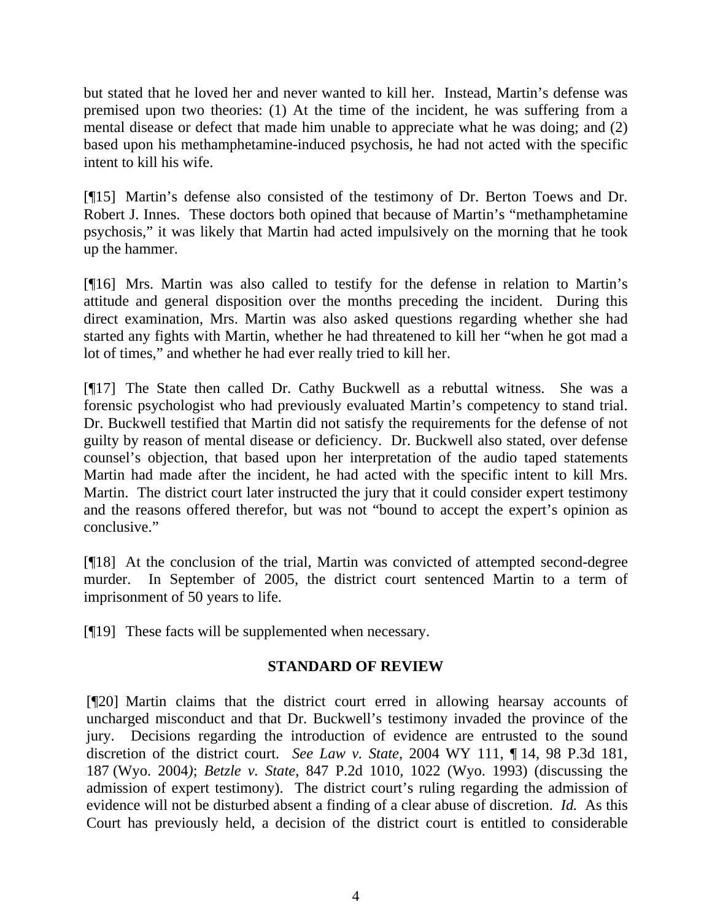but stated that he loved her and never wanted to kill her. Instead, Martin's defense was premised upon two theories: (1) At the time of the incident, he was suffering from a mental disease or defect that made him unable to appreciate what he was doing; and (2) based upon his methamphetamine-induced psychosis, he had not acted with the specific intent to kill his wife.

[¶15] Martin's defense also consisted of the testimony of Dr. Berton Toews and Dr. Robert J. Innes. These doctors both opined that because of Martin's "methamphetamine psychosis," it was likely that Martin had acted impulsively on the morning that he took up the hammer.

[¶16] Mrs. Martin was also called to testify for the defense in relation to Martin's attitude and general disposition over the months preceding the incident. During this direct examination, Mrs. Martin was also asked questions regarding whether she had started any fights with Martin, whether he had threatened to kill her "when he got mad a lot of times," and whether he had ever really tried to kill her.

[¶17] The State then called Dr. Cathy Buckwell as a rebuttal witness. She was a forensic psychologist who had previously evaluated Martin's competency to stand trial. Dr. Buckwell testified that Martin did not satisfy the requirements for the defense of not guilty by reason of mental disease or deficiency. Dr. Buckwell also stated, over defense counsel's objection, that based upon her interpretation of the audio taped statements Martin had made after the incident, he had acted with the specific intent to kill Mrs. Martin. The district court later instructed the jury that it could consider expert testimony and the reasons offered therefor, but was not "bound to accept the expert's opinion as conclusive."

[¶18] At the conclusion of the trial, Martin was convicted of attempted second-degree murder. In September of 2005, the district court sentenced Martin to a term of imprisonment of 50 years to life.

[¶19] These facts will be supplemented when necessary.

## STANDARD OF REVIEW

[¶20] Martin claims that the district court erred in allowing hearsay accounts of uncharged misconduct and that Dr. Buckwell's testimony invaded the province of the jury. Decisions regarding the introduction of evidence are entrusted to the sound discretion of the district court. *See Law v. State*, 2004 WY 111, ¶ 14, 98 P.3d 181, 187 (Wyo. 2004); *Betzle v. State*, 847 P.2d 1010, 1022 (Wyo. 1993) (discussing the admission of expert testimony). The district court's ruling regarding the admission of evidence will not be disturbed absent a finding of a clear abuse of discretion. *Id.* As this Court has previously held, a decision of the district court is entitled to considerable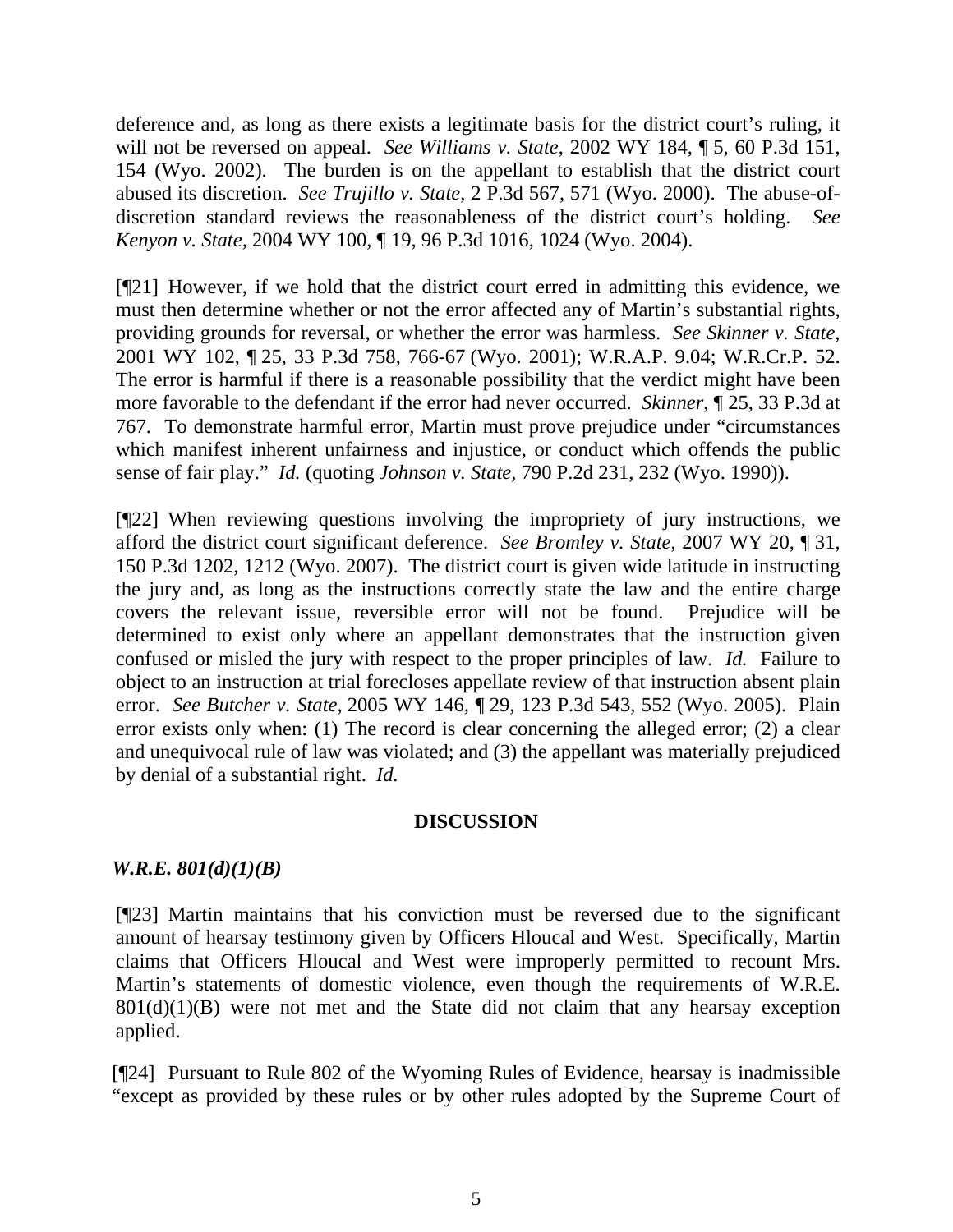deference and, as long as there exists a legitimate basis for the district court's ruling, it will not be reversed on appeal. *See Williams v. State*, 2002 WY 184, ¶ 5, 60 P.3d 151, 154 (Wyo. 2002). The burden is on the appellant to establish that the district court abused its discretion. *See Trujillo v. State*, 2 P.3d 567, 571 (Wyo. 2000). The abuse-of-discretion standard reviews the reasonableness of the district court's holding. *See Kenyon v. State*, 2004 WY 100, ¶ 19, 96 P.3d 1016, 1024 (Wyo. 2004).

[¶21] However, if we hold that the district court erred in admitting this evidence, we must then determine whether or not the error affected any of Martin's substantial rights, providing grounds for reversal, or whether the error was harmless. *See Skinner v. State*, 2001 WY 102, ¶ 25, 33 P.3d 758, 766-67 (Wyo. 2001); W.R.A.P. 9.04; W.R.Cr.P. 52. The error is harmful if there is a reasonable possibility that the verdict might have been more favorable to the defendant if the error had never occurred. *Skinner*, ¶ 25, 33 P.3d at 767. To demonstrate harmful error, Martin must prove prejudice under "circumstances which manifest inherent unfairness and injustice, or conduct which offends the public sense of fair play." *Id.* (quoting *Johnson v. State*, 790 P.2d 231, 232 (Wyo. 1990)).

[¶22] When reviewing questions involving the impropriety of jury instructions, we afford the district court significant deference. *See Bromley v. State*, 2007 WY 20, ¶ 31, 150 P.3d 1202, 1212 (Wyo. 2007). The district court is given wide latitude in instructing the jury and, as long as the instructions correctly state the law and the entire charge covers the relevant issue, reversible error will not be found. Prejudice will be determined to exist only where an appellant demonstrates that the instruction given confused or misled the jury with respect to the proper principles of law. *Id.* Failure to object to an instruction at trial forecloses appellate review of that instruction absent plain error. *See Butcher v. State*, 2005 WY 146, ¶ 29, 123 P.3d 543, 552 (Wyo. 2005). Plain error exists only when: (1) The record is clear concerning the alleged error; (2) a clear and unequivocal rule of law was violated; and (3) the appellant was materially prejudiced by denial of a substantial right. *Id.*

## DISCUSSION

### *W.R.E. 801(d)(1)(B)*

[¶23] Martin maintains that his conviction must be reversed due to the significant amount of hearsay testimony given by Officers Hloucal and West. Specifically, Martin claims that Officers Hloucal and West were improperly permitted to recount Mrs. Martin's statements of domestic violence, even though the requirements of W.R.E. 801(d)(1)(B) were not met and the State did not claim that any hearsay exception applied.

[¶24] Pursuant to Rule 802 of the Wyoming Rules of Evidence, hearsay is inadmissible "except as provided by these rules or by other rules adopted by the Supreme Court of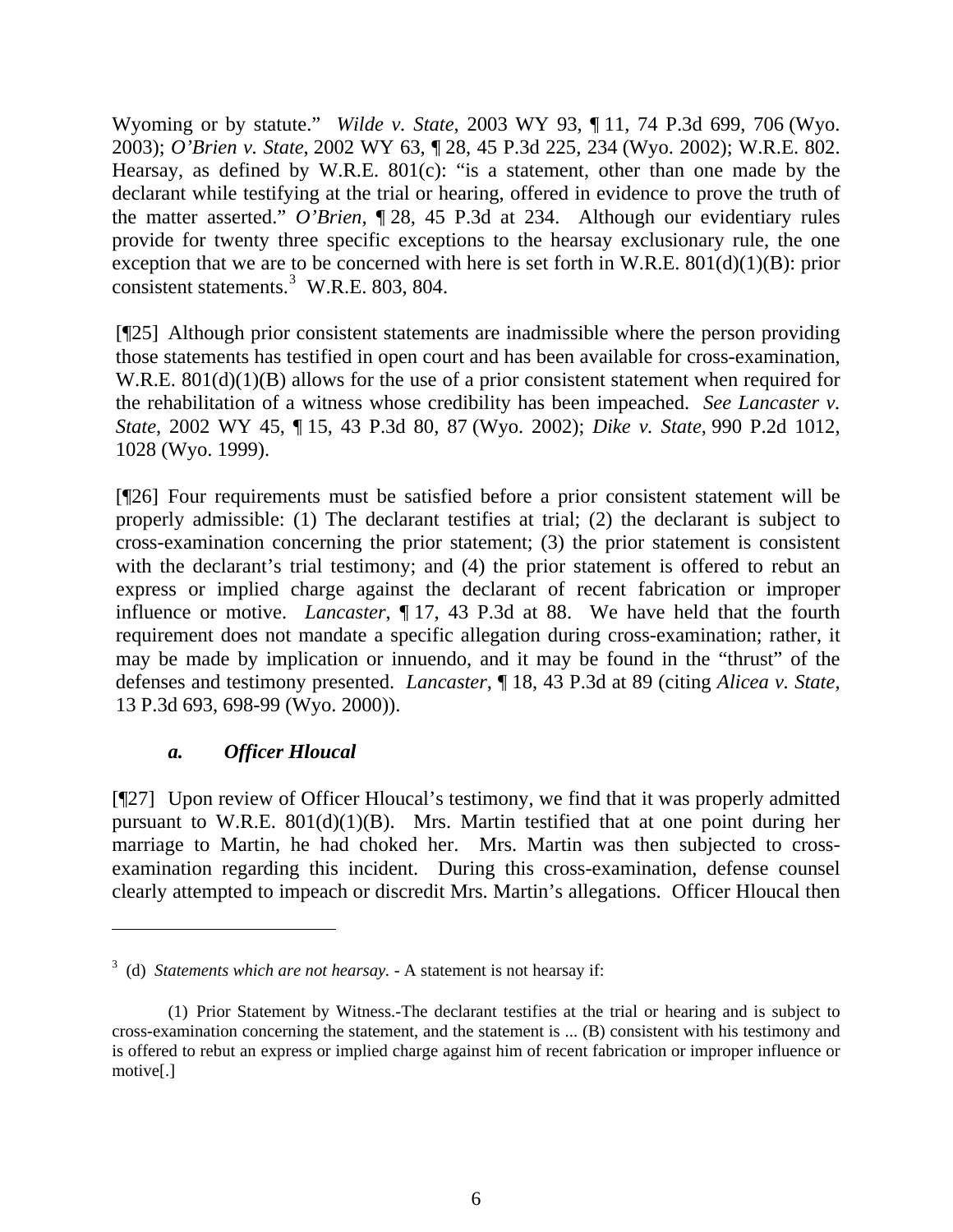Wyoming or by statute." *Wilde v. State*, 2003 WY 93, ¶ 11, 74 P.3d 699, 706 (Wyo. 2003); *O'Brien v. State*, 2002 WY 63, ¶ 28, 45 P.3d 225, 234 (Wyo. 2002); W.R.E. 802. Hearsay, as defined by W.R.E. 801(c): "is a statement, other than one made by the declarant while testifying at the trial or hearing, offered in evidence to prove the truth of the matter asserted." *O'Brien*, ¶ 28, 45 P.3d at 234. Although our evidentiary rules provide for twenty three specific exceptions to the hearsay exclusionary rule, the one exception that we are to be concerned with here is set forth in W.R.E. 801(d)(1)(B): prior consistent statements.[3] W.R.E. 803, 804.

[¶25] Although prior consistent statements are inadmissible where the person providing those statements has testified in open court and has been available for cross-examination, W.R.E. 801(d)(1)(B) allows for the use of a prior consistent statement when required for the rehabilitation of a witness whose credibility has been impeached. *See Lancaster v. State*, 2002 WY 45, ¶ 15, 43 P.3d 80, 87 (Wyo. 2002); *Dike v. State*, 990 P.2d 1012, 1028 (Wyo. 1999).

[¶26] Four requirements must be satisfied before a prior consistent statement will be properly admissible: (1) The declarant testifies at trial; (2) the declarant is subject to cross-examination concerning the prior statement; (3) the prior statement is consistent with the declarant's trial testimony; and (4) the prior statement is offered to rebut an express or implied charge against the declarant of recent fabrication or improper influence or motive. *Lancaster*, ¶ 17, 43 P.3d at 88. We have held that the fourth requirement does not mandate a specific allegation during cross-examination; rather, it may be made by implication or innuendo, and it may be found in the "thrust" of the defenses and testimony presented. *Lancaster*, ¶ 18, 43 P.3d at 89 (citing *Alicea v. State*, 13 P.3d 693, 698-99 (Wyo. 2000)).

### *a. Officer Hloucal*

[¶27] Upon review of Officer Hloucal's testimony, we find that it was properly admitted pursuant to W.R.E. 801(d)(1)(B). Mrs. Martin testified that at one point during her marriage to Martin, he had choked her. Mrs. Martin was then subjected to cross-examination regarding this incident. During this cross-examination, defense counsel clearly attempted to impeach or discredit Mrs. Martin's allegations. Officer Hloucal then

---

[3] (d) *Statements which are not hearsay.* - A statement is not hearsay if:

(1) Prior Statement by Witness.-The declarant testifies at the trial or hearing and is subject to cross-examination concerning the statement, and the statement is ... (B) consistent with his testimony and is offered to rebut an express or implied charge against him of recent fabrication or improper influence or motive[.]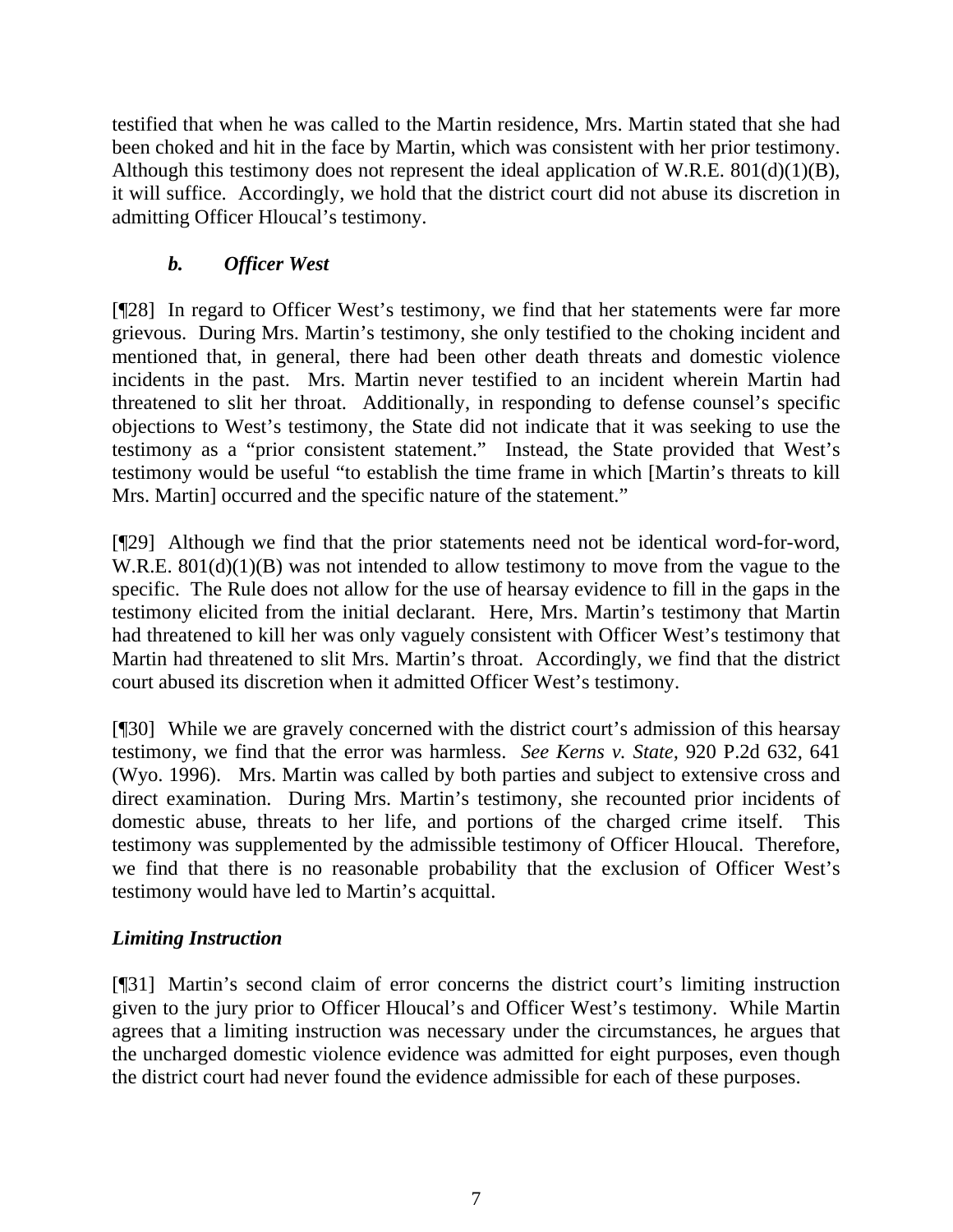testified that when he was called to the Martin residence, Mrs. Martin stated that she had been choked and hit in the face by Martin, which was consistent with her prior testimony. Although this testimony does not represent the ideal application of W.R.E. 801(d)(1)(B), it will suffice. Accordingly, we hold that the district court did not abuse its discretion in admitting Officer Hloucal's testimony.

### *b. Officer West*

[¶28] In regard to Officer West's testimony, we find that her statements were far more grievous. During Mrs. Martin's testimony, she only testified to the choking incident and mentioned that, in general, there had been other death threats and domestic violence incidents in the past. Mrs. Martin never testified to an incident wherein Martin had threatened to slit her throat. Additionally, in responding to defense counsel's specific objections to West's testimony, the State did not indicate that it was seeking to use the testimony as a "prior consistent statement." Instead, the State provided that West's testimony would be useful "to establish the time frame in which [Martin's threats to kill Mrs. Martin] occurred and the specific nature of the statement."

[¶29] Although we find that the prior statements need not be identical word-for-word, W.R.E. 801(d)(1)(B) was not intended to allow testimony to move from the vague to the specific. The Rule does not allow for the use of hearsay evidence to fill in the gaps in the testimony elicited from the initial declarant. Here, Mrs. Martin's testimony that Martin had threatened to kill her was only vaguely consistent with Officer West's testimony that Martin had threatened to slit Mrs. Martin's throat. Accordingly, we find that the district court abused its discretion when it admitted Officer West's testimony.

[¶30] While we are gravely concerned with the district court's admission of this hearsay testimony, we find that the error was harmless. *See Kerns v. State*, 920 P.2d 632, 641 (Wyo. 1996). Mrs. Martin was called by both parties and subject to extensive cross and direct examination. During Mrs. Martin's testimony, she recounted prior incidents of domestic abuse, threats to her life, and portions of the charged crime itself. This testimony was supplemented by the admissible testimony of Officer Hloucal. Therefore, we find that there is no reasonable probability that the exclusion of Officer West's testimony would have led to Martin's acquittal.

### *Limiting Instruction*

[¶31] Martin's second claim of error concerns the district court's limiting instruction given to the jury prior to Officer Hloucal's and Officer West's testimony. While Martin agrees that a limiting instruction was necessary under the circumstances, he argues that the uncharged domestic violence evidence was admitted for eight purposes, even though the district court had never found the evidence admissible for each of these purposes.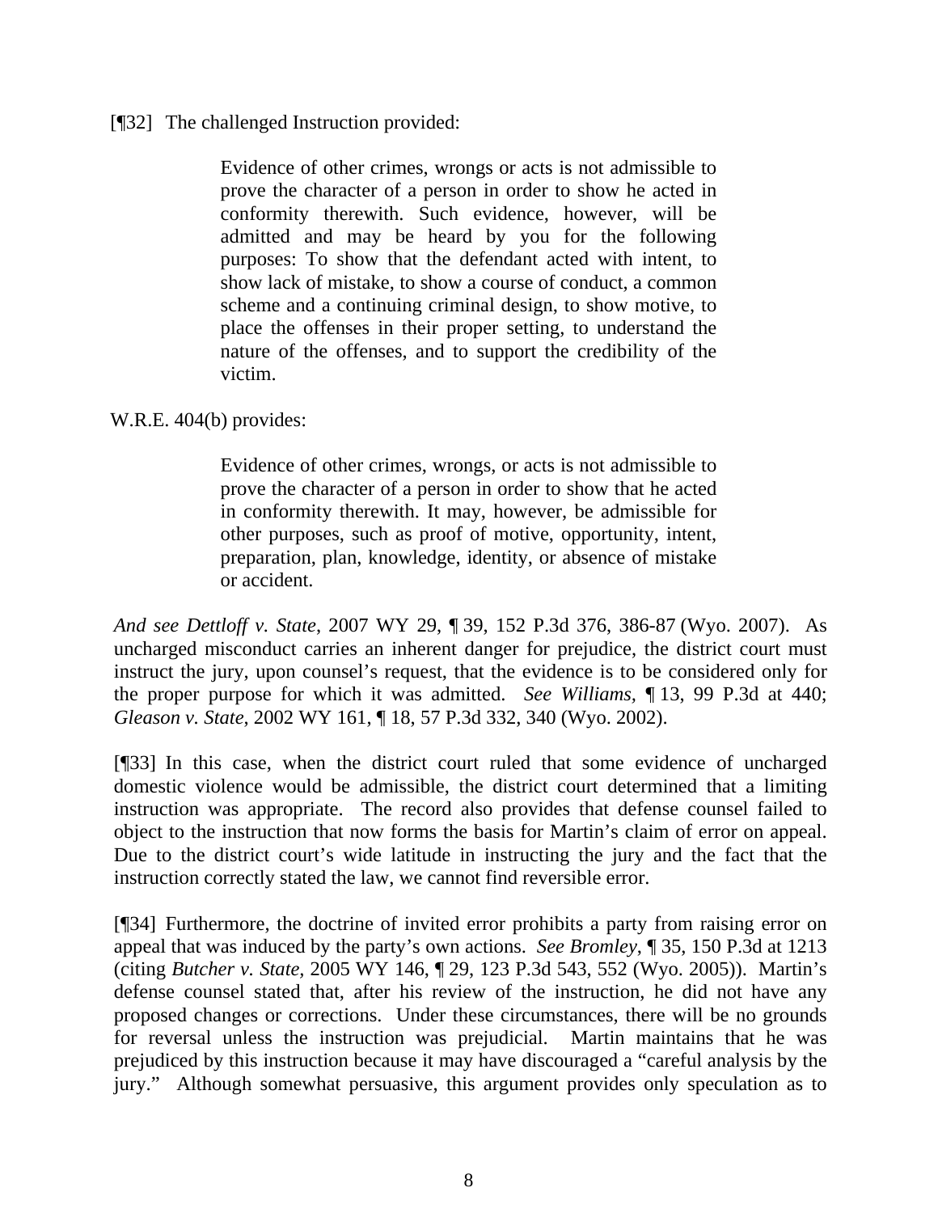[¶32] The challenged Instruction provided:

> Evidence of other crimes, wrongs or acts is not admissible to prove the character of a person in order to show he acted in conformity therewith. Such evidence, however, will be admitted and may be heard by you for the following purposes: To show that the defendant acted with intent, to show lack of mistake, to show a course of conduct, a common scheme and a continuing criminal design, to show motive, to place the offenses in their proper setting, to understand the nature of the offenses, and to support the credibility of the victim.

W.R.E. 404(b) provides:

> Evidence of other crimes, wrongs, or acts is not admissible to prove the character of a person in order to show that he acted in conformity therewith. It may, however, be admissible for other purposes, such as proof of motive, opportunity, intent, preparation, plan, knowledge, identity, or absence of mistake or accident.

*And see Dettloff v. State*, 2007 WY 29, ¶ 39, 152 P.3d 376, 386-87 (Wyo. 2007). As uncharged misconduct carries an inherent danger for prejudice, the district court must instruct the jury, upon counsel's request, that the evidence is to be considered only for the proper purpose for which it was admitted. *See Williams*, ¶ 13, 99 P.3d at 440; *Gleason v. State*, 2002 WY 161, ¶ 18, 57 P.3d 332, 340 (Wyo. 2002).

[¶33] In this case, when the district court ruled that some evidence of uncharged domestic violence would be admissible, the district court determined that a limiting instruction was appropriate. The record also provides that defense counsel failed to object to the instruction that now forms the basis for Martin's claim of error on appeal. Due to the district court's wide latitude in instructing the jury and the fact that the instruction correctly stated the law, we cannot find reversible error.

[¶34] Furthermore, the doctrine of invited error prohibits a party from raising error on appeal that was induced by the party's own actions. *See Bromley*, ¶ 35, 150 P.3d at 1213 (citing *Butcher v. State*, 2005 WY 146, ¶ 29, 123 P.3d 543, 552 (Wyo. 2005)). Martin's defense counsel stated that, after his review of the instruction, he did not have any proposed changes or corrections. Under these circumstances, there will be no grounds for reversal unless the instruction was prejudicial. Martin maintains that he was prejudiced by this instruction because it may have discouraged a "careful analysis by the jury." Although somewhat persuasive, this argument provides only speculation as to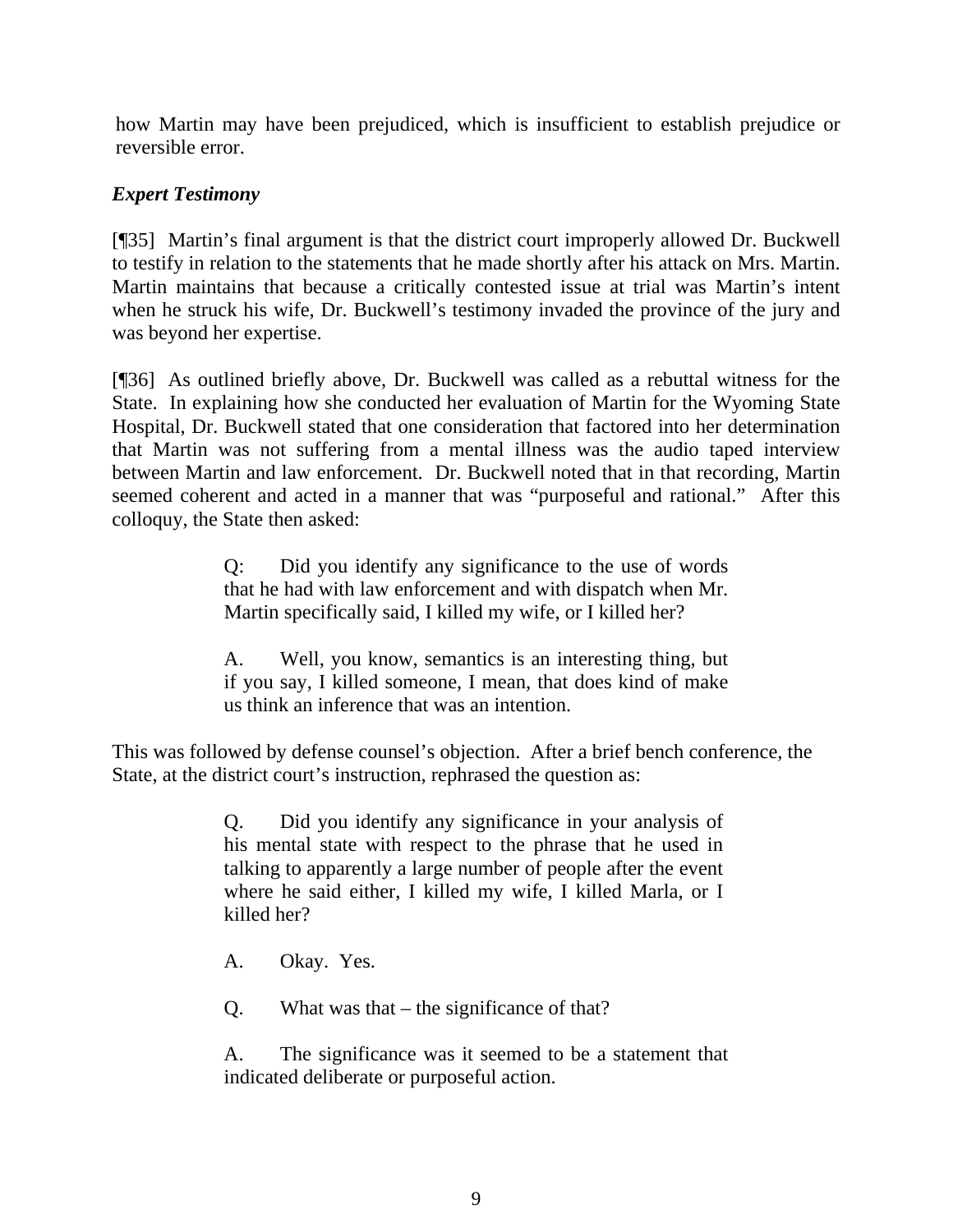how Martin may have been prejudiced, which is insufficient to establish prejudice or reversible error.

***Expert Testimony***

[¶35] Martin's final argument is that the district court improperly allowed Dr. Buckwell to testify in relation to the statements that he made shortly after his attack on Mrs. Martin. Martin maintains that because a critically contested issue at trial was Martin's intent when he struck his wife, Dr. Buckwell's testimony invaded the province of the jury and was beyond her expertise.

[¶36] As outlined briefly above, Dr. Buckwell was called as a rebuttal witness for the State. In explaining how she conducted her evaluation of Martin for the Wyoming State Hospital, Dr. Buckwell stated that one consideration that factored into her determination that Martin was not suffering from a mental illness was the audio taped interview between Martin and law enforcement. Dr. Buckwell noted that in that recording, Martin seemed coherent and acted in a manner that was "purposeful and rational." After this colloquy, the State then asked:

> Q: Did you identify any significance to the use of words that he had with law enforcement and with dispatch when Mr. Martin specifically said, I killed my wife, or I killed her?
>
> A. Well, you know, semantics is an interesting thing, but if you say, I killed someone, I mean, that does kind of make us think an inference that was an intention.

This was followed by defense counsel's objection. After a brief bench conference, the State, at the district court's instruction, rephrased the question as:

> Q. Did you identify any significance in your analysis of his mental state with respect to the phrase that he used in talking to apparently a large number of people after the event where he said either, I killed my wife, I killed Marla, or I killed her?
>
> A. Okay. Yes.
>
> Q. What was that – the significance of that?
>
> A. The significance was it seemed to be a statement that indicated deliberate or purposeful action.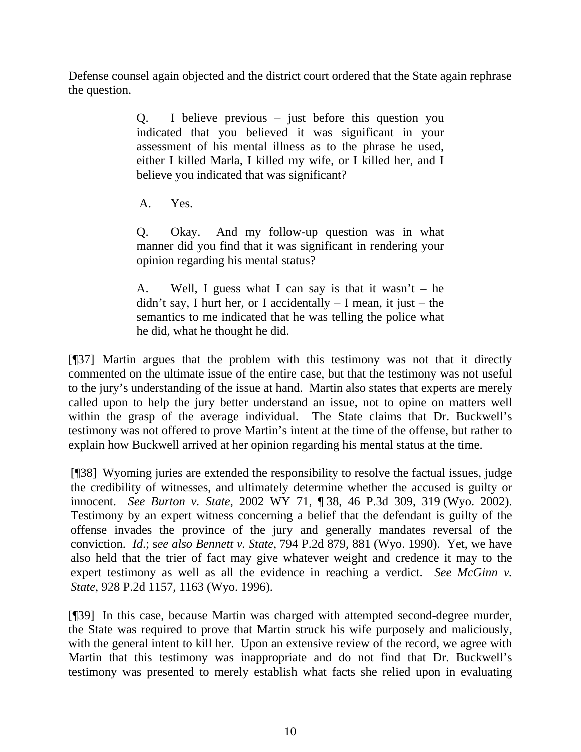Defense counsel again objected and the district court ordered that the State again rephrase the question.

> Q. I believe previous – just before this question you indicated that you believed it was significant in your assessment of his mental illness as to the phrase he used, either I killed Marla, I killed my wife, or I killed her, and I believe you indicated that was significant?
>
> A. Yes.
>
> Q. Okay. And my follow-up question was in what manner did you find that it was significant in rendering your opinion regarding his mental status?
>
> A. Well, I guess what I can say is that it wasn't – he didn't say, I hurt her, or I accidentally – I mean, it just – the semantics to me indicated that he was telling the police what he did, what he thought he did.

[¶37] Martin argues that the problem with this testimony was not that it directly commented on the ultimate issue of the entire case, but that the testimony was not useful to the jury's understanding of the issue at hand. Martin also states that experts are merely called upon to help the jury better understand an issue, not to opine on matters well within the grasp of the average individual. The State claims that Dr. Buckwell's testimony was not offered to prove Martin's intent at the time of the offense, but rather to explain how Buckwell arrived at her opinion regarding his mental status at the time.

[¶38] Wyoming juries are extended the responsibility to resolve the factual issues, judge the credibility of witnesses, and ultimately determine whether the accused is guilty or innocent. *See Burton v. State*, 2002 WY 71, ¶ 38, 46 P.3d 309, 319 (Wyo. 2002). Testimony by an expert witness concerning a belief that the defendant is guilty of the offense invades the province of the jury and generally mandates reversal of the conviction. *Id*.; s*ee also Bennett v. State*, 794 P.2d 879, 881 (Wyo. 1990). Yet, we have also held that the trier of fact may give whatever weight and credence it may to the expert testimony as well as all the evidence in reaching a verdict. *See McGinn v. State*, 928 P.2d 1157, 1163 (Wyo. 1996).

[¶39] In this case, because Martin was charged with attempted second-degree murder, the State was required to prove that Martin struck his wife purposely and maliciously, with the general intent to kill her. Upon an extensive review of the record, we agree with Martin that this testimony was inappropriate and do not find that Dr. Buckwell's testimony was presented to merely establish what facts she relied upon in evaluating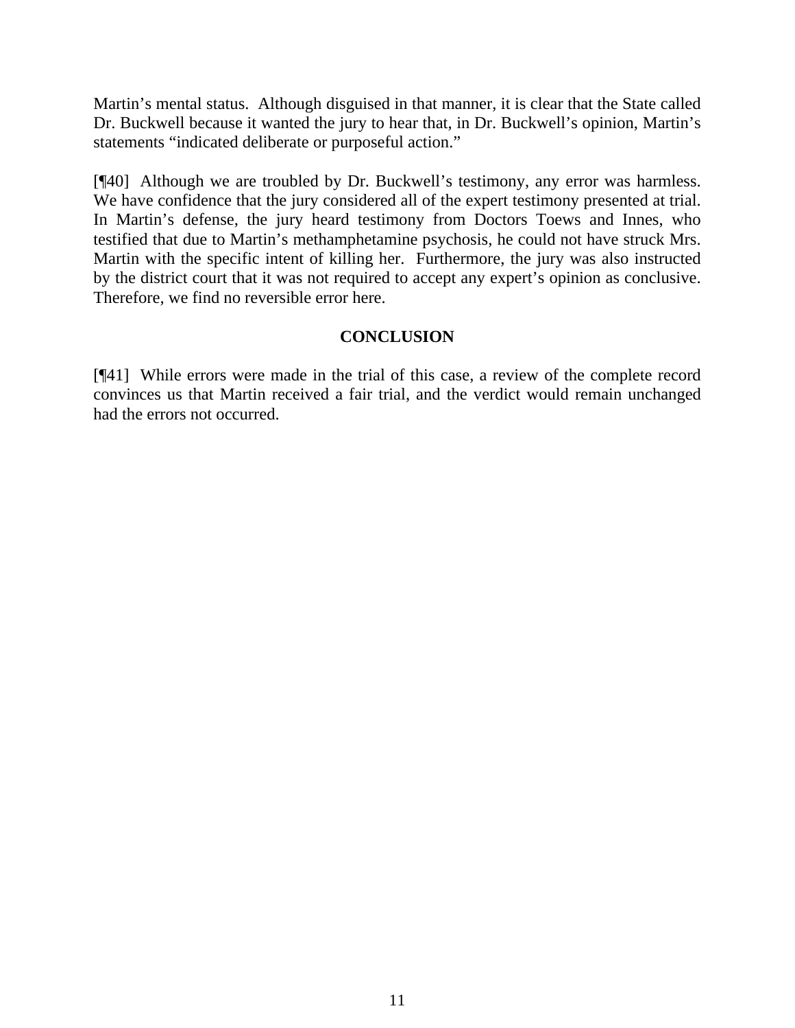Martin's mental status. Although disguised in that manner, it is clear that the State called Dr. Buckwell because it wanted the jury to hear that, in Dr. Buckwell's opinion, Martin's statements "indicated deliberate or purposeful action."

[¶40] Although we are troubled by Dr. Buckwell's testimony, any error was harmless. We have confidence that the jury considered all of the expert testimony presented at trial. In Martin's defense, the jury heard testimony from Doctors Toews and Innes, who testified that due to Martin's methamphetamine psychosis, he could not have struck Mrs. Martin with the specific intent of killing her. Furthermore, the jury was also instructed by the district court that it was not required to accept any expert's opinion as conclusive. Therefore, we find no reversible error here.

## CONCLUSION

[¶41] While errors were made in the trial of this case, a review of the complete record convinces us that Martin received a fair trial, and the verdict would remain unchanged had the errors not occurred.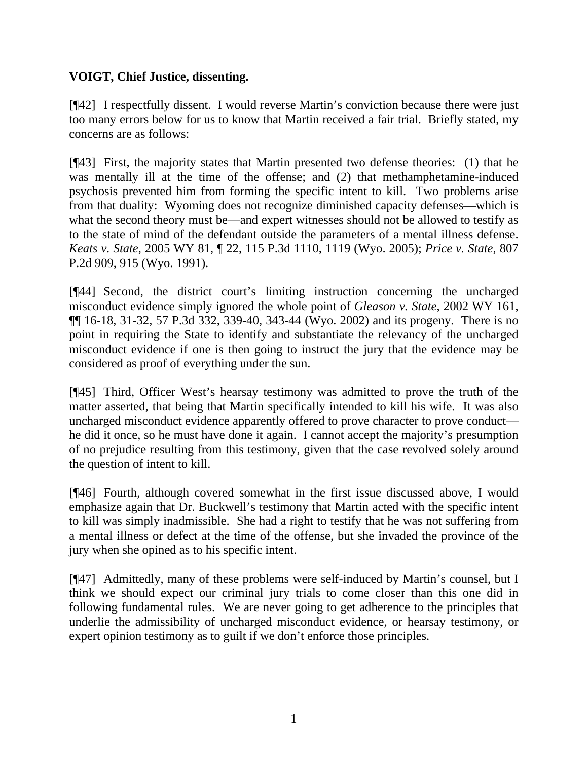**VOIGT, Chief Justice, dissenting.**

[¶42] I respectfully dissent. I would reverse Martin's conviction because there were just too many errors below for us to know that Martin received a fair trial. Briefly stated, my concerns are as follows:

[¶43] First, the majority states that Martin presented two defense theories: (1) that he was mentally ill at the time of the offense; and (2) that methamphetamine-induced psychosis prevented him from forming the specific intent to kill. Two problems arise from that duality: Wyoming does not recognize diminished capacity defenses—which is what the second theory must be—and expert witnesses should not be allowed to testify as to the state of mind of the defendant outside the parameters of a mental illness defense. *Keats v. State*, 2005 WY 81, ¶ 22, 115 P.3d 1110, 1119 (Wyo. 2005); *Price v. State*, 807 P.2d 909, 915 (Wyo. 1991).

[¶44] Second, the district court's limiting instruction concerning the uncharged misconduct evidence simply ignored the whole point of *Gleason v. State*, 2002 WY 161, ¶¶ 16-18, 31-32, 57 P.3d 332, 339-40, 343-44 (Wyo. 2002) and its progeny. There is no point in requiring the State to identify and substantiate the relevancy of the uncharged misconduct evidence if one is then going to instruct the jury that the evidence may be considered as proof of everything under the sun.

[¶45] Third, Officer West's hearsay testimony was admitted to prove the truth of the matter asserted, that being that Martin specifically intended to kill his wife. It was also uncharged misconduct evidence apparently offered to prove character to prove conduct—he did it once, so he must have done it again. I cannot accept the majority's presumption of no prejudice resulting from this testimony, given that the case revolved solely around the question of intent to kill.

[¶46] Fourth, although covered somewhat in the first issue discussed above, I would emphasize again that Dr. Buckwell's testimony that Martin acted with the specific intent to kill was simply inadmissible. She had a right to testify that he was not suffering from a mental illness or defect at the time of the offense, but she invaded the province of the jury when she opined as to his specific intent.

[¶47] Admittedly, many of these problems were self-induced by Martin's counsel, but I think we should expect our criminal jury trials to come closer than this one did in following fundamental rules. We are never going to get adherence to the principles that underlie the admissibility of uncharged misconduct evidence, or hearsay testimony, or expert opinion testimony as to guilt if we don't enforce those principles.